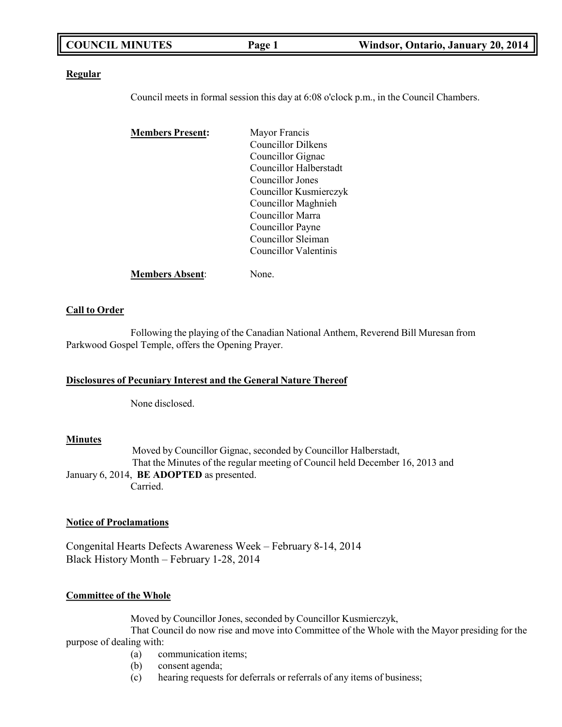**Regular**

Council meets in formal session this day at 6:08 o'clock p.m., in the Council Chambers.

**Members Present:**

Mayor Francis
Councillor Dilkens
Councillor Gignac
Councillor Halberstadt
Councillor Jones
Councillor Kusmierczyk
Councillor Maghnieh
Councillor Marra
Councillor Payne
Councillor Sleiman
Councillor Valentinis

**Members Absent**: None.

**Call to Order**

Following the playing of the Canadian National Anthem, Reverend Bill Muresan from Parkwood Gospel Temple, offers the Opening Prayer.

**Disclosures of Pecuniary Interest and the General Nature Thereof**

None disclosed.

**Minutes**

Moved by Councillor Gignac, seconded by Councillor Halberstadt,
That the Minutes of the regular meeting of Council held December 16, 2013 and January 6, 2014, **BE ADOPTED** as presented.
Carried.

**Notice of Proclamations**

Congenital Hearts Defects Awareness Week – February 8-14, 2014
Black History Month – February 1-28, 2014

**Committee of the Whole**

Moved by Councillor Jones, seconded by Councillor Kusmierczyk,
That Council do now rise and move into Committee of the Whole with the Mayor presiding for the purpose of dealing with:

(a) communication items;
(b) consent agenda;
(c) hearing requests for deferrals or referrals of any items of business;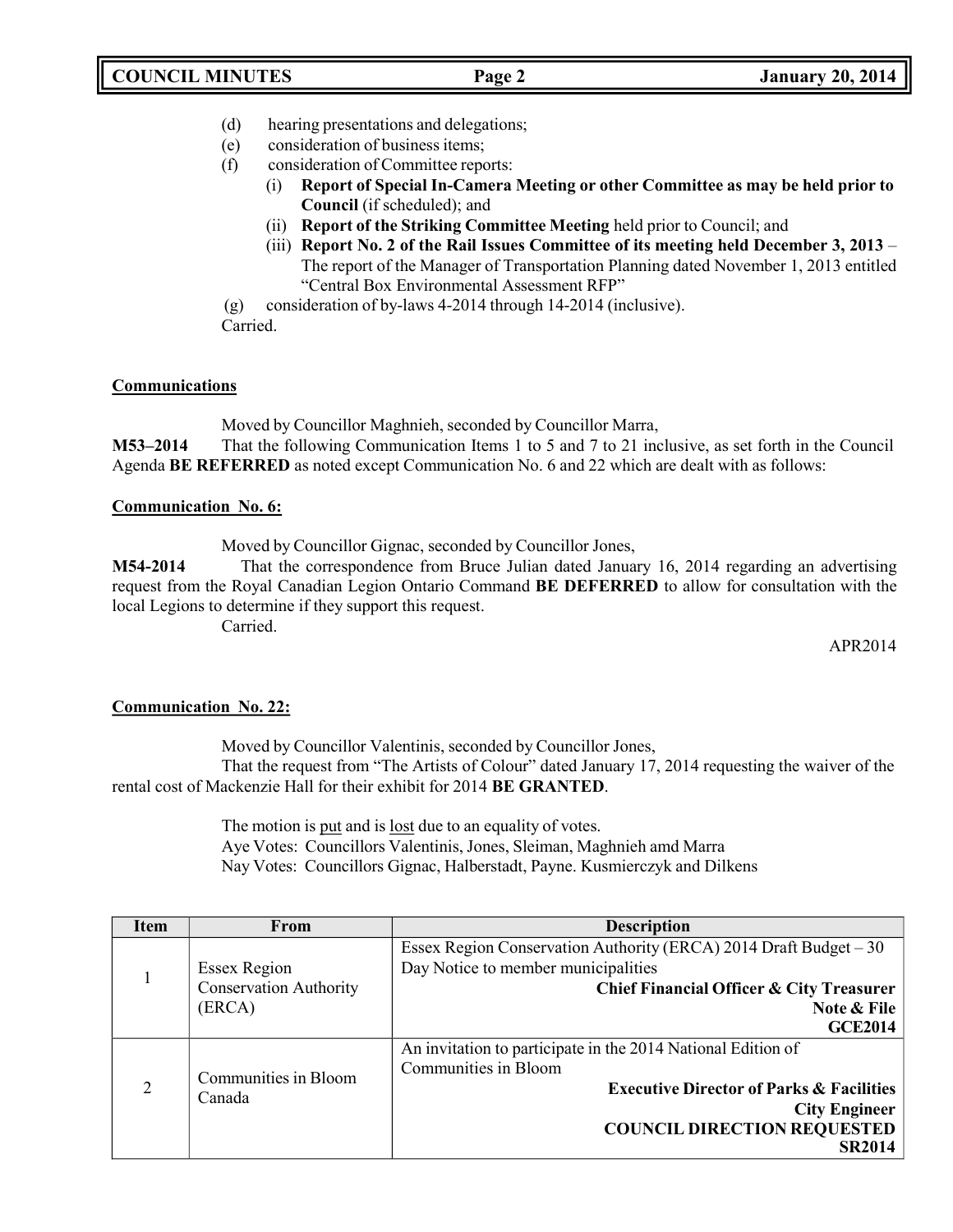(d) hearing presentations and delegations;
(e) consideration of business items;
(f) consideration of Committee reports:
  (i) **Report of Special In-Camera Meeting or other Committee as may be held prior to Council** (if scheduled); and
  (ii) **Report of the Striking Committee Meeting** held prior to Council; and
  (iii) **Report No. 2 of the Rail Issues Committee of its meeting held December 3, 2013** – The report of the Manager of Transportation Planning dated November 1, 2013 entitled "Central Box Environmental Assessment RFP"
(g) consideration of by-laws 4-2014 through 14-2014 (inclusive).
Carried.

**Communications**

Moved by Councillor Maghnieh, seconded by Councillor Marra,
**M53–2014** That the following Communication Items 1 to 5 and 7 to 21 inclusive, as set forth in the Council Agenda **BE REFERRED** as noted except Communication No. 6 and 22 which are dealt with as follows:

**Communication No. 6:**

Moved by Councillor Gignac, seconded by Councillor Jones,
**M54-2014** That the correspondence from Bruce Julian dated January 16, 2014 regarding an advertising request from the Royal Canadian Legion Ontario Command **BE DEFERRED** to allow for consultation with the local Legions to determine if they support this request.
Carried.

APR2014

**Communication No. 22:**

Moved by Councillor Valentinis, seconded by Councillor Jones,
That the request from "The Artists of Colour" dated January 17, 2014 requesting the waiver of the rental cost of Mackenzie Hall for their exhibit for 2014 **BE GRANTED**.

The motion is put and is lost due to an equality of votes.
Aye Votes: Councillors Valentinis, Jones, Sleiman, Maghnieh amd Marra
Nay Votes: Councillors Gignac, Halberstadt, Payne. Kusmierczyk and Dilkens

| Item | From | Description |
|---|---|---|
| 1 | Essex Region Conservation Authority (ERCA) | Essex Region Conservation Authority (ERCA) 2014 Draft Budget – 30 Day Notice to member municipalities<br>**Chief Financial Officer & City Treasurer**<br>**Note & File**<br>**GCE2014** |
| 2 | Communities in Bloom Canada | An invitation to participate in the 2014 National Edition of Communities in Bloom<br>**Executive Director of Parks & Facilities**<br>**City Engineer**<br>**COUNCIL DIRECTION REQUESTED**<br>**SR2014** |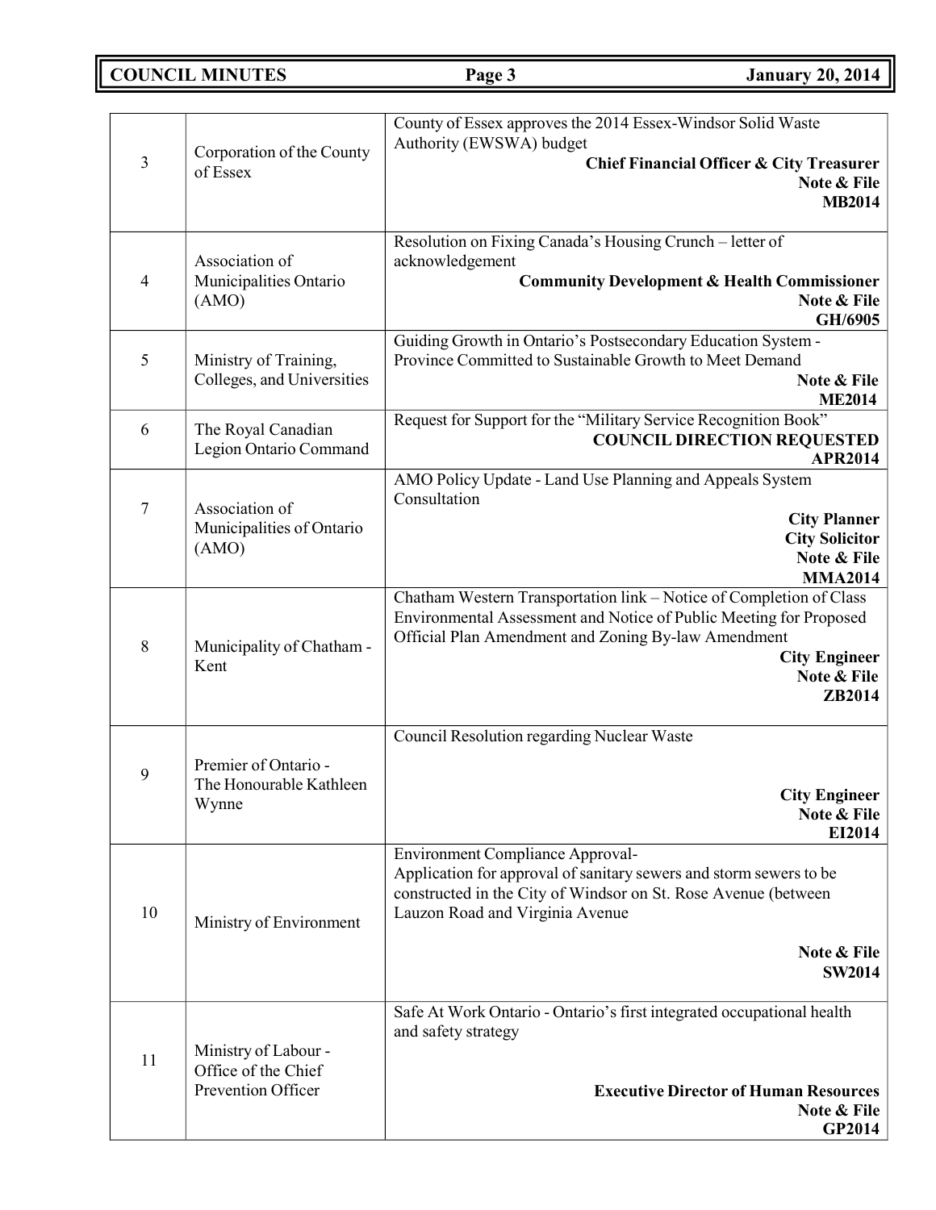| | | |
|---|---|---|
| 3 | Corporation of the County of Essex | County of Essex approves the 2014 Essex-Windsor Solid Waste Authority (EWSWA) budget<br>**Chief Financial Officer & City Treasurer**<br>**Note & File**<br>**MB2014** |
| 4 | Association of Municipalities Ontario (AMO) | Resolution on Fixing Canada's Housing Crunch – letter of acknowledgement<br>**Community Development & Health Commissioner**<br>**Note & File**<br>**GH/6905** |
| 5 | Ministry of Training, Colleges, and Universities | Guiding Growth in Ontario's Postsecondary Education System - Province Committed to Sustainable Growth to Meet Demand<br>**Note & File**<br>**ME2014** |
| 6 | The Royal Canadian Legion Ontario Command | Request for Support for the "Military Service Recognition Book"<br>**COUNCIL DIRECTION REQUESTED**<br>**APR2014** |
| 7 | Association of Municipalities of Ontario (AMO) | AMO Policy Update - Land Use Planning and Appeals System Consultation<br>**City Planner**<br>**City Solicitor**<br>**Note & File**<br>**MMA2014** |
| 8 | Municipality of Chatham - Kent | Chatham Western Transportation link – Notice of Completion of Class Environmental Assessment and Notice of Public Meeting for Proposed Official Plan Amendment and Zoning By-law Amendment<br>**City Engineer**<br>**Note & File**<br>**ZB2014** |
| 9 | Premier of Ontario - The Honourable Kathleen Wynne | Council Resolution regarding Nuclear Waste<br>**City Engineer**<br>**Note & File**<br>**EI2014** |
| 10 | Ministry of Environment | Environment Compliance Approval-<br>Application for approval of sanitary sewers and storm sewers to be constructed in the City of Windsor on St. Rose Avenue (between Lauzon Road and Virginia Avenue<br>**Note & File**<br>**SW2014** |
| 11 | Ministry of Labour - Office of the Chief Prevention Officer | Safe At Work Ontario - Ontario's first integrated occupational health and safety strategy<br>**Executive Director of Human Resources**<br>**Note & File**<br>**GP2014** |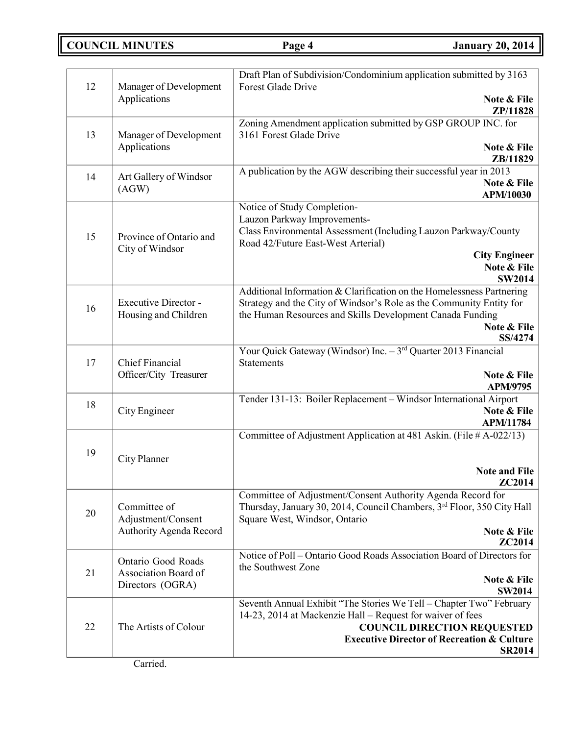| | | |
|---|---|---|
| 12 | Manager of Development Applications | Draft Plan of Subdivision/Condominium application submitted by 3163 Forest Glade Drive<br>**Note & File**<br>**ZP/11828** |
| 13 | Manager of Development Applications | Zoning Amendment application submitted by GSP GROUP INC. for 3161 Forest Glade Drive<br>**Note & File**<br>**ZB/11829** |
| 14 | Art Gallery of Windsor (AGW) | A publication by the AGW describing their successful year in 2013<br>**Note & File**<br>**APM/10030** |
| 15 | Province of Ontario and City of Windsor | Notice of Study Completion-<br>Lauzon Parkway Improvements-<br>Class Environmental Assessment (Including Lauzon Parkway/County Road 42/Future East-West Arterial)<br>**City Engineer**<br>**Note & File**<br>**SW2014** |
| 16 | Executive Director - Housing and Children | Additional Information & Clarification on the Homelessness Partnering Strategy and the City of Windsor's Role as the Community Entity for the Human Resources and Skills Development Canada Funding<br>**Note & File**<br>**SS/4274** |
| 17 | Chief Financial Officer/City Treasurer | Your Quick Gateway (Windsor) Inc. – 3rd Quarter 2013 Financial Statements<br>**Note & File**<br>**APM/9795** |
| 18 | City Engineer | Tender 131-13: Boiler Replacement – Windsor International Airport<br>**Note & File**<br>**APM/11784** |
| 19 | City Planner | Committee of Adjustment Application at 481 Askin. (File # A-022/13)<br>**Note and File**<br>**ZC2014** |
| 20 | Committee of Adjustment/Consent Authority Agenda Record | Committee of Adjustment/Consent Authority Agenda Record for Thursday, January 30, 2014, Council Chambers, 3rd Floor, 350 City Hall Square West, Windsor, Ontario<br>**Note & File**<br>**ZC2014** |
| 21 | Ontario Good Roads Association Board of Directors (OGRA) | Notice of Poll – Ontario Good Roads Association Board of Directors for the Southwest Zone<br>**Note & File**<br>**SW2014** |
| 22 | The Artists of Colour | Seventh Annual Exhibit "The Stories We Tell – Chapter Two" February 14-23, 2014 at Mackenzie Hall – Request for waiver of fees<br>**COUNCIL DIRECTION REQUESTED**<br>**Executive Director of Recreation & Culture**<br>**SR2014** |

Carried.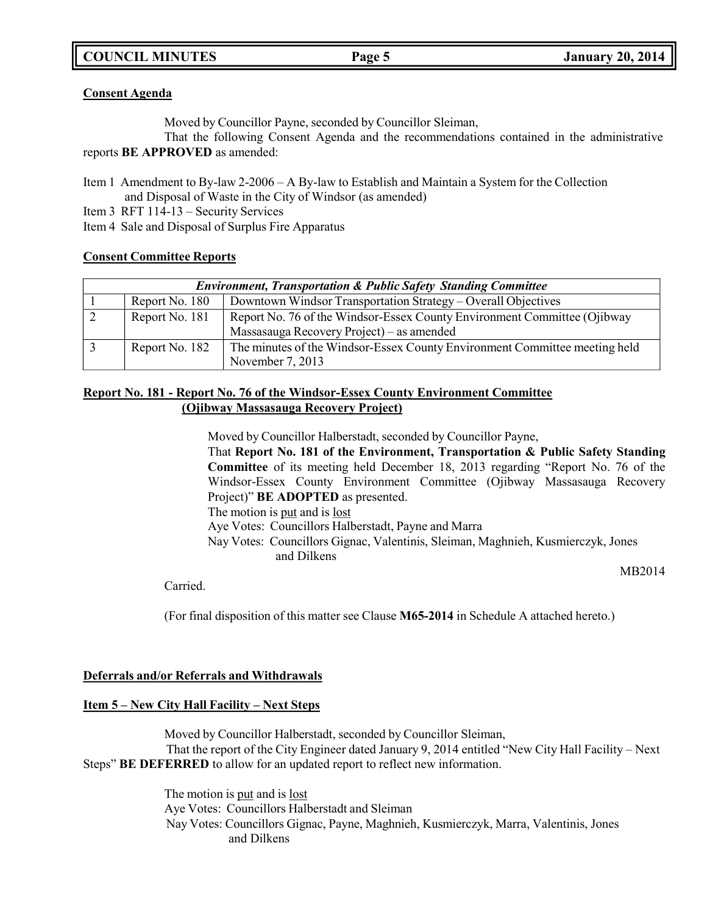**Consent Agenda**

Moved by Councillor Payne, seconded by Councillor Sleiman,

That the following Consent Agenda and the recommendations contained in the administrative reports **BE APPROVED** as amended:

Item 1 Amendment to By-law 2-2006 – A By-law to Establish and Maintain a System for the Collection and Disposal of Waste in the City of Windsor (as amended)

Item 3 RFT 114-13 – Security Services

Item 4 Sale and Disposal of Surplus Fire Apparatus

**Consent Committee Reports**

| *Environment, Transportation & Public Safety Standing Committee* | | |
|---|---|---|
| 1 | Report No. 180 | Downtown Windsor Transportation Strategy – Overall Objectives |
| 2 | Report No. 181 | Report No. 76 of the Windsor-Essex County Environment Committee (Ojibway Massasauga Recovery Project) – as amended |
| 3 | Report No. 182 | The minutes of the Windsor-Essex County Environment Committee meeting held November 7, 2013 |

**Report No. 181 - Report No. 76 of the Windsor-Essex County Environment Committee (Ojibway Massasauga Recovery Project)**

Moved by Councillor Halberstadt, seconded by Councillor Payne,

That **Report No. 181 of the Environment, Transportation & Public Safety Standing Committee** of its meeting held December 18, 2013 regarding "Report No. 76 of the Windsor-Essex County Environment Committee (Ojibway Massasauga Recovery Project)" **BE ADOPTED** as presented.

The motion is put and is lost

Aye Votes: Councillors Halberstadt, Payne and Marra

Nay Votes: Councillors Gignac, Valentinis, Sleiman, Maghnieh, Kusmierczyk, Jones and Dilkens

MB2014

Carried.

(For final disposition of this matter see Clause **M65-2014** in Schedule A attached hereto.)

**Deferrals and/or Referrals and Withdrawals**

**Item 5 – New City Hall Facility – Next Steps**

Moved by Councillor Halberstadt, seconded by Councillor Sleiman,

That the report of the City Engineer dated January 9, 2014 entitled "New City Hall Facility – Next Steps" **BE DEFERRED** to allow for an updated report to reflect new information.

The motion is put and is lost

Aye Votes: Councillors Halberstadt and Sleiman

Nay Votes: Councillors Gignac, Payne, Maghnieh, Kusmierczyk, Marra, Valentinis, Jones and Dilkens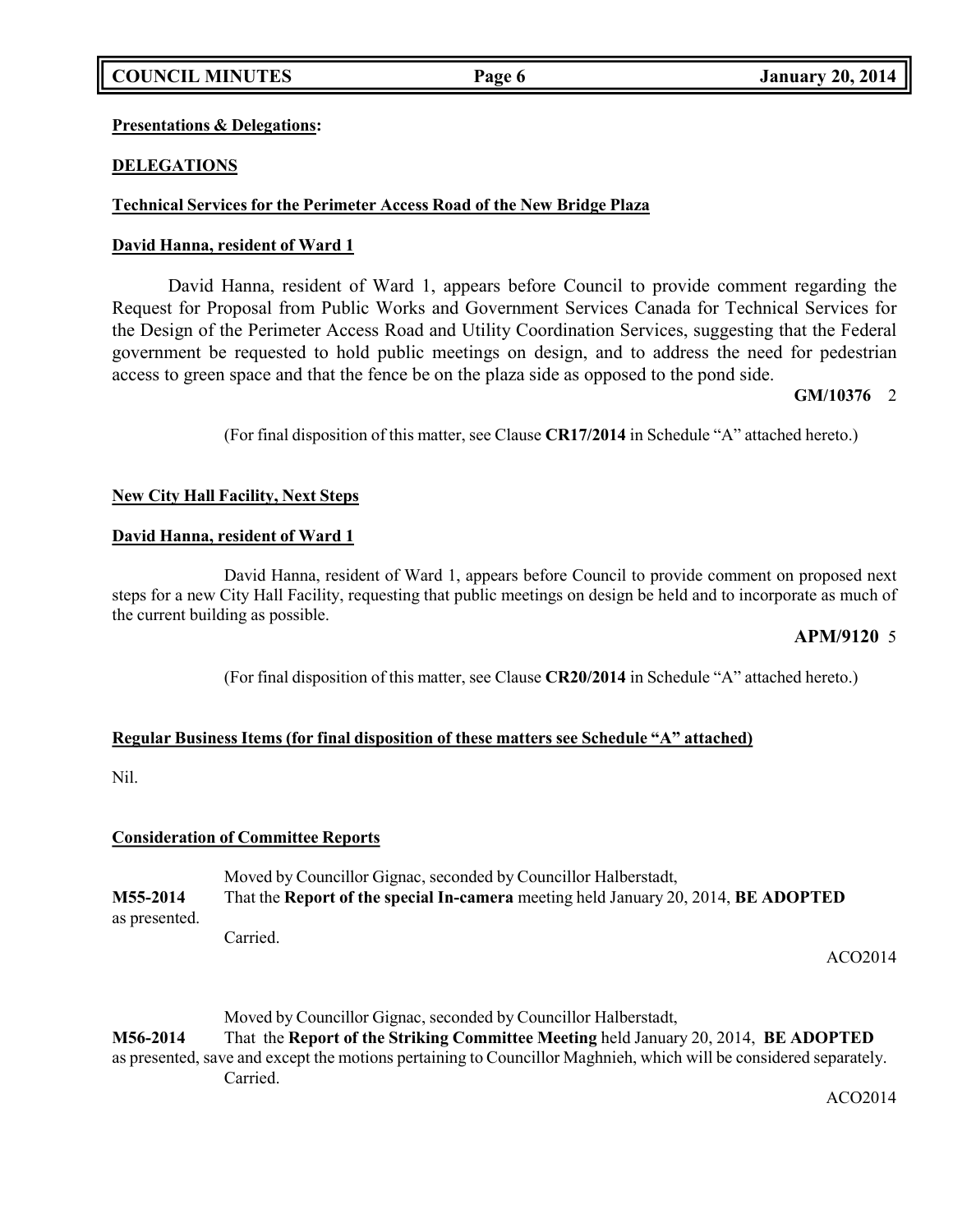**Presentations & Delegations:**

**DELEGATIONS**

**Technical Services for the Perimeter Access Road of the New Bridge Plaza**

**David Hanna, resident of Ward 1**

David Hanna, resident of Ward 1, appears before Council to provide comment regarding the Request for Proposal from Public Works and Government Services Canada for Technical Services for the Design of the Perimeter Access Road and Utility Coordination Services, suggesting that the Federal government be requested to hold public meetings on design, and to address the need for pedestrian access to green space and that the fence be on the plaza side as opposed to the pond side.

**GM/10376** 2

(For final disposition of this matter, see Clause **CR17/2014** in Schedule "A" attached hereto.)

**New City Hall Facility, Next Steps**

**David Hanna, resident of Ward 1**

David Hanna, resident of Ward 1, appears before Council to provide comment on proposed next steps for a new City Hall Facility, requesting that public meetings on design be held and to incorporate as much of the current building as possible.

**APM/9120** 5

(For final disposition of this matter, see Clause **CR20/2014** in Schedule "A" attached hereto.)

**Regular Business Items (for final disposition of these matters see Schedule "A" attached)**

Nil.

**Consideration of Committee Reports**

Moved by Councillor Gignac, seconded by Councillor Halberstadt,

**M55-2014** That the **Report of the special In-camera** meeting held January 20, 2014, **BE ADOPTED** as presented.

Carried.

ACO2014

Moved by Councillor Gignac, seconded by Councillor Halberstadt,

**M56-2014** That the **Report of the Striking Committee Meeting** held January 20, 2014, **BE ADOPTED** as presented, save and except the motions pertaining to Councillor Maghnieh, which will be considered separately.

Carried.

ACO2014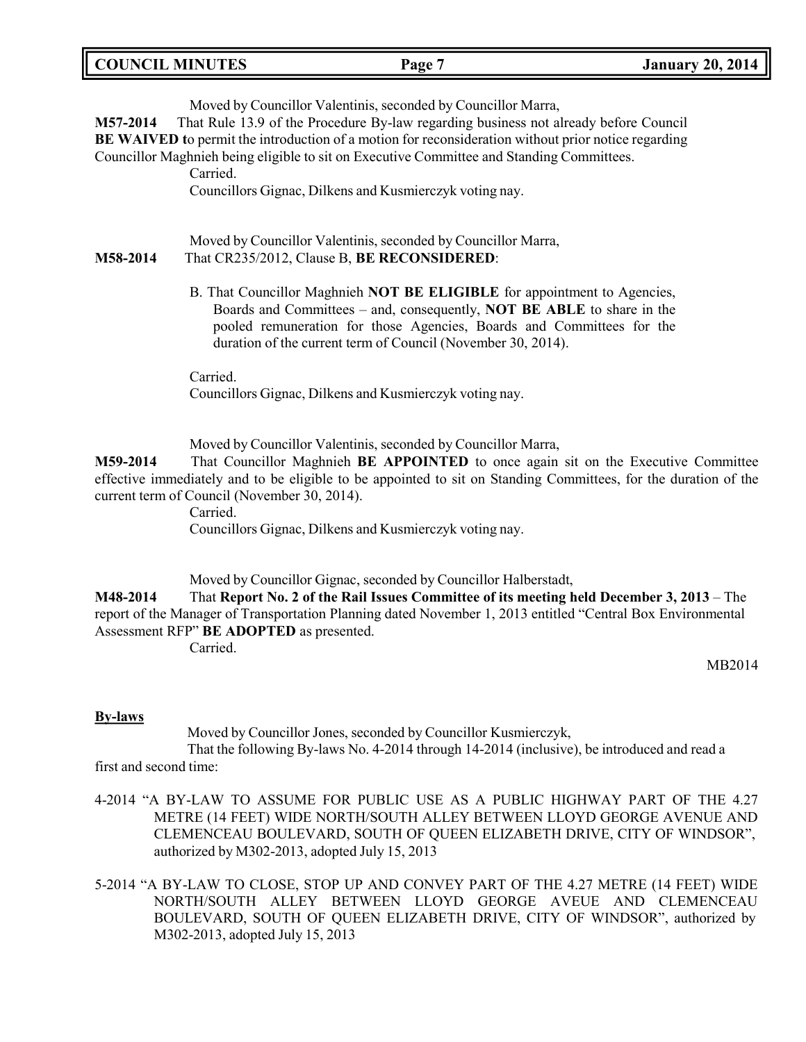Moved by Councillor Valentinis, seconded by Councillor Marra,

**M57-2014** That Rule 13.9 of the Procedure By-law regarding business not already before Council **BE WAIVED t**o permit the introduction of a motion for reconsideration without prior notice regarding Councillor Maghnieh being eligible to sit on Executive Committee and Standing Committees.

Carried.

Councillors Gignac, Dilkens and Kusmierczyk voting nay.

Moved by Councillor Valentinis, seconded by Councillor Marra,

**M58-2014** That CR235/2012, Clause B, **BE RECONSIDERED**:

B. That Councillor Maghnieh **NOT BE ELIGIBLE** for appointment to Agencies, Boards and Committees – and, consequently, **NOT BE ABLE** to share in the pooled remuneration for those Agencies, Boards and Committees for the duration of the current term of Council (November 30, 2014).

Carried.

Councillors Gignac, Dilkens and Kusmierczyk voting nay.

Moved by Councillor Valentinis, seconded by Councillor Marra,

**M59-2014** That Councillor Maghnieh **BE APPOINTED** to once again sit on the Executive Committee effective immediately and to be eligible to be appointed to sit on Standing Committees, for the duration of the current term of Council (November 30, 2014).

Carried.

Councillors Gignac, Dilkens and Kusmierczyk voting nay.

Moved by Councillor Gignac, seconded by Councillor Halberstadt,

**M48-2014** That **Report No. 2 of the Rail Issues Committee of its meeting held December 3, 2013** – The report of the Manager of Transportation Planning dated November 1, 2013 entitled "Central Box Environmental Assessment RFP" **BE ADOPTED** as presented.

Carried.

MB2014

**By-laws**

Moved by Councillor Jones, seconded by Councillor Kusmierczyk,

That the following By-laws No. 4-2014 through 14-2014 (inclusive), be introduced and read a first and second time:

4-2014 "A BY-LAW TO ASSUME FOR PUBLIC USE AS A PUBLIC HIGHWAY PART OF THE 4.27 METRE (14 FEET) WIDE NORTH/SOUTH ALLEY BETWEEN LLOYD GEORGE AVENUE AND CLEMENCEAU BOULEVARD, SOUTH OF QUEEN ELIZABETH DRIVE, CITY OF WINDSOR", authorized by M302-2013, adopted July 15, 2013

5-2014 "A BY-LAW TO CLOSE, STOP UP AND CONVEY PART OF THE 4.27 METRE (14 FEET) WIDE NORTH/SOUTH ALLEY BETWEEN LLOYD GEORGE AVEUE AND CLEMENCEAU BOULEVARD, SOUTH OF QUEEN ELIZABETH DRIVE, CITY OF WINDSOR", authorized by M302-2013, adopted July 15, 2013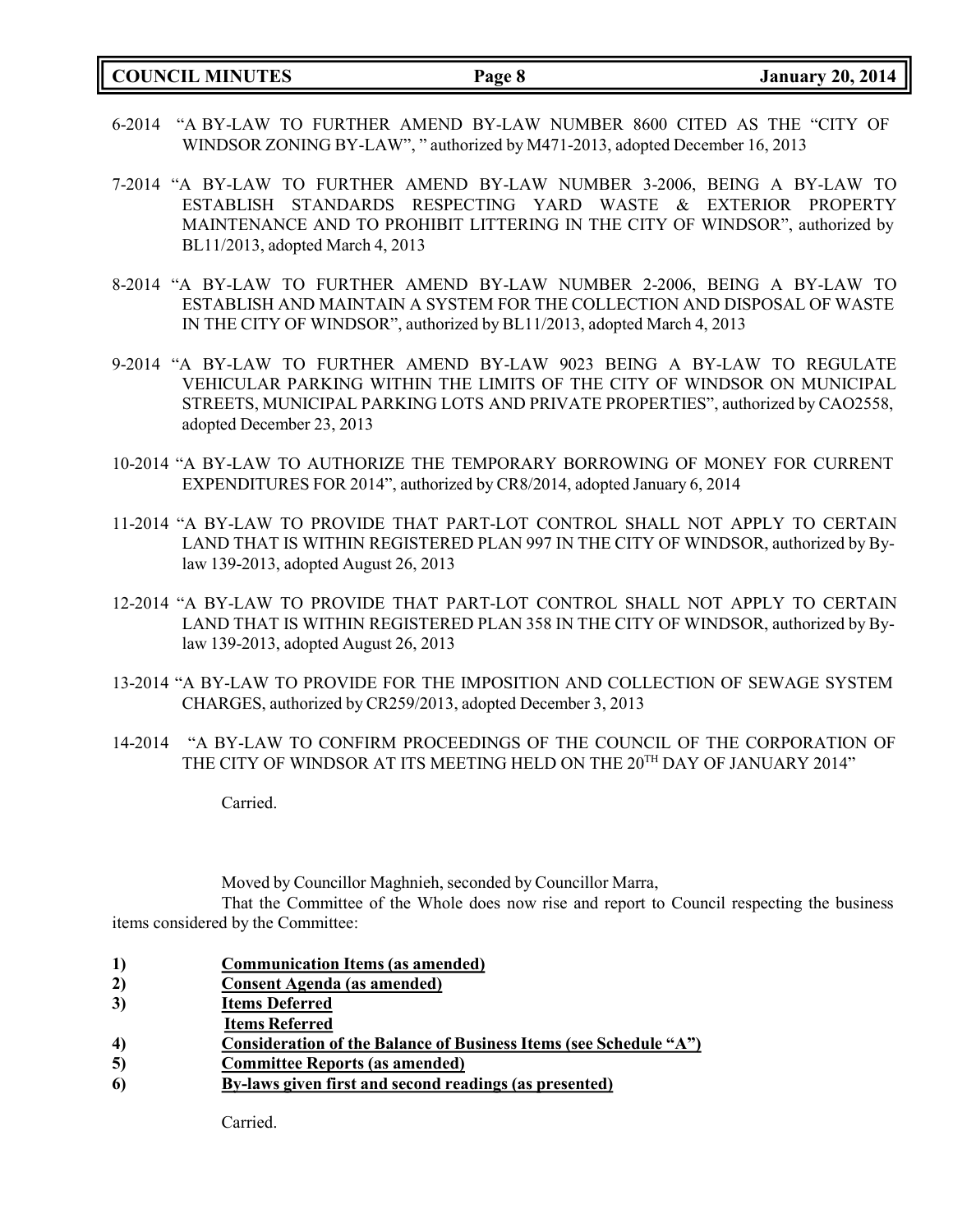6-2014 "A BY-LAW TO FURTHER AMEND BY-LAW NUMBER 8600 CITED AS THE "CITY OF WINDSOR ZONING BY-LAW", " authorized by M471-2013, adopted December 16, 2013

7-2014 "A BY-LAW TO FURTHER AMEND BY-LAW NUMBER 3-2006, BEING A BY-LAW TO ESTABLISH STANDARDS RESPECTING YARD WASTE & EXTERIOR PROPERTY MAINTENANCE AND TO PROHIBIT LITTERING IN THE CITY OF WINDSOR", authorized by BL11/2013, adopted March 4, 2013

8-2014 "A BY-LAW TO FURTHER AMEND BY-LAW NUMBER 2-2006, BEING A BY-LAW TO ESTABLISH AND MAINTAIN A SYSTEM FOR THE COLLECTION AND DISPOSAL OF WASTE IN THE CITY OF WINDSOR", authorized by BL11/2013, adopted March 4, 2013

9-2014 "A BY-LAW TO FURTHER AMEND BY-LAW 9023 BEING A BY-LAW TO REGULATE VEHICULAR PARKING WITHIN THE LIMITS OF THE CITY OF WINDSOR ON MUNICIPAL STREETS, MUNICIPAL PARKING LOTS AND PRIVATE PROPERTIES", authorized by CAO2558, adopted December 23, 2013

10-2014 "A BY-LAW TO AUTHORIZE THE TEMPORARY BORROWING OF MONEY FOR CURRENT EXPENDITURES FOR 2014", authorized by CR8/2014, adopted January 6, 2014

11-2014 "A BY-LAW TO PROVIDE THAT PART-LOT CONTROL SHALL NOT APPLY TO CERTAIN LAND THAT IS WITHIN REGISTERED PLAN 997 IN THE CITY OF WINDSOR, authorized by By-law 139-2013, adopted August 26, 2013

12-2014 "A BY-LAW TO PROVIDE THAT PART-LOT CONTROL SHALL NOT APPLY TO CERTAIN LAND THAT IS WITHIN REGISTERED PLAN 358 IN THE CITY OF WINDSOR, authorized by By-law 139-2013, adopted August 26, 2013

13-2014 "A BY-LAW TO PROVIDE FOR THE IMPOSITION AND COLLECTION OF SEWAGE SYSTEM CHARGES, authorized by CR259/2013, adopted December 3, 2013

14-2014 "A BY-LAW TO CONFIRM PROCEEDINGS OF THE COUNCIL OF THE CORPORATION OF THE CITY OF WINDSOR AT ITS MEETING HELD ON THE 20TH DAY OF JANUARY 2014"

Carried.

Moved by Councillor Maghnieh, seconded by Councillor Marra,

That the Committee of the Whole does now rise and report to Council respecting the business items considered by the Committee:

1) **<u>Communication Items (as amended)</u>**
2) **<u>Consent Agenda (as amended)</u>**
3) **<u>Items Deferred</u>**
   **<u>Items Referred</u>**
4) **<u>Consideration of the Balance of Business Items (see Schedule "A")</u>**
5) **<u>Committee Reports (as amended)</u>**
6) **<u>By-laws given first and second readings (as presented)</u>**

Carried.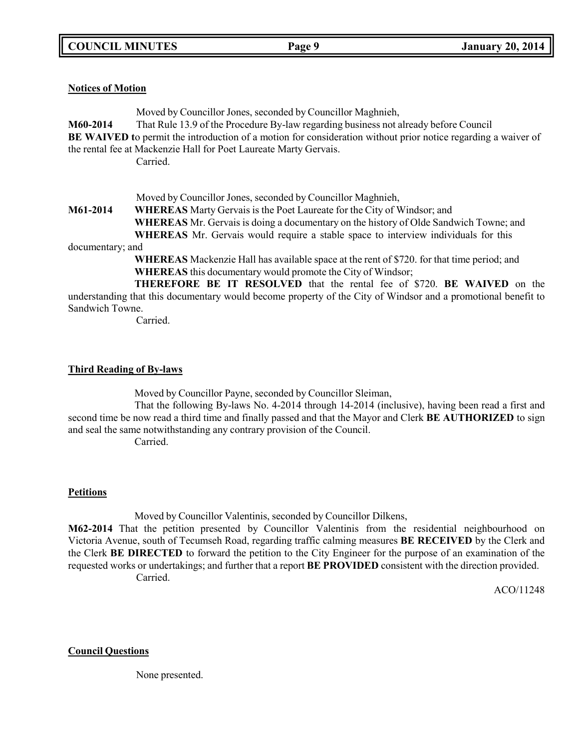**Notices of Motion**

Moved by Councillor Jones, seconded by Councillor Maghnieh,

**M60-2014** That Rule 13.9 of the Procedure By-law regarding business not already before Council **BE WAIVED t**o permit the introduction of a motion for consideration without prior notice regarding a waiver of the rental fee at Mackenzie Hall for Poet Laureate Marty Gervais.

Carried.

Moved by Councillor Jones, seconded by Councillor Maghnieh,

**M61-2014** **WHEREAS** Marty Gervais is the Poet Laureate for the City of Windsor; and

**WHEREAS** Mr. Gervais is doing a documentary on the history of Olde Sandwich Towne; and

**WHEREAS** Mr. Gervais would require a stable space to interview individuals for this documentary; and

**WHEREAS** Mackenzie Hall has available space at the rent of $720. for that time period; and

**WHEREAS** this documentary would promote the City of Windsor;

**THEREFORE BE IT RESOLVED** that the rental fee of $720. **BE WAIVED** on the understanding that this documentary would become property of the City of Windsor and a promotional benefit to Sandwich Towne.

Carried.

**Third Reading of By-laws**

Moved by Councillor Payne, seconded by Councillor Sleiman,

That the following By-laws No. 4-2014 through 14-2014 (inclusive), having been read a first and second time be now read a third time and finally passed and that the Mayor and Clerk **BE AUTHORIZED** to sign and seal the same notwithstanding any contrary provision of the Council.

Carried.

**Petitions**

Moved by Councillor Valentinis, seconded by Councillor Dilkens,

**M62-2014** That the petition presented by Councillor Valentinis from the residential neighbourhood on Victoria Avenue, south of Tecumseh Road, regarding traffic calming measures **BE RECEIVED** by the Clerk and the Clerk **BE DIRECTED** to forward the petition to the City Engineer for the purpose of an examination of the requested works or undertakings; and further that a report **BE PROVIDED** consistent with the direction provided.

Carried.

ACO/11248

**Council Questions**

None presented.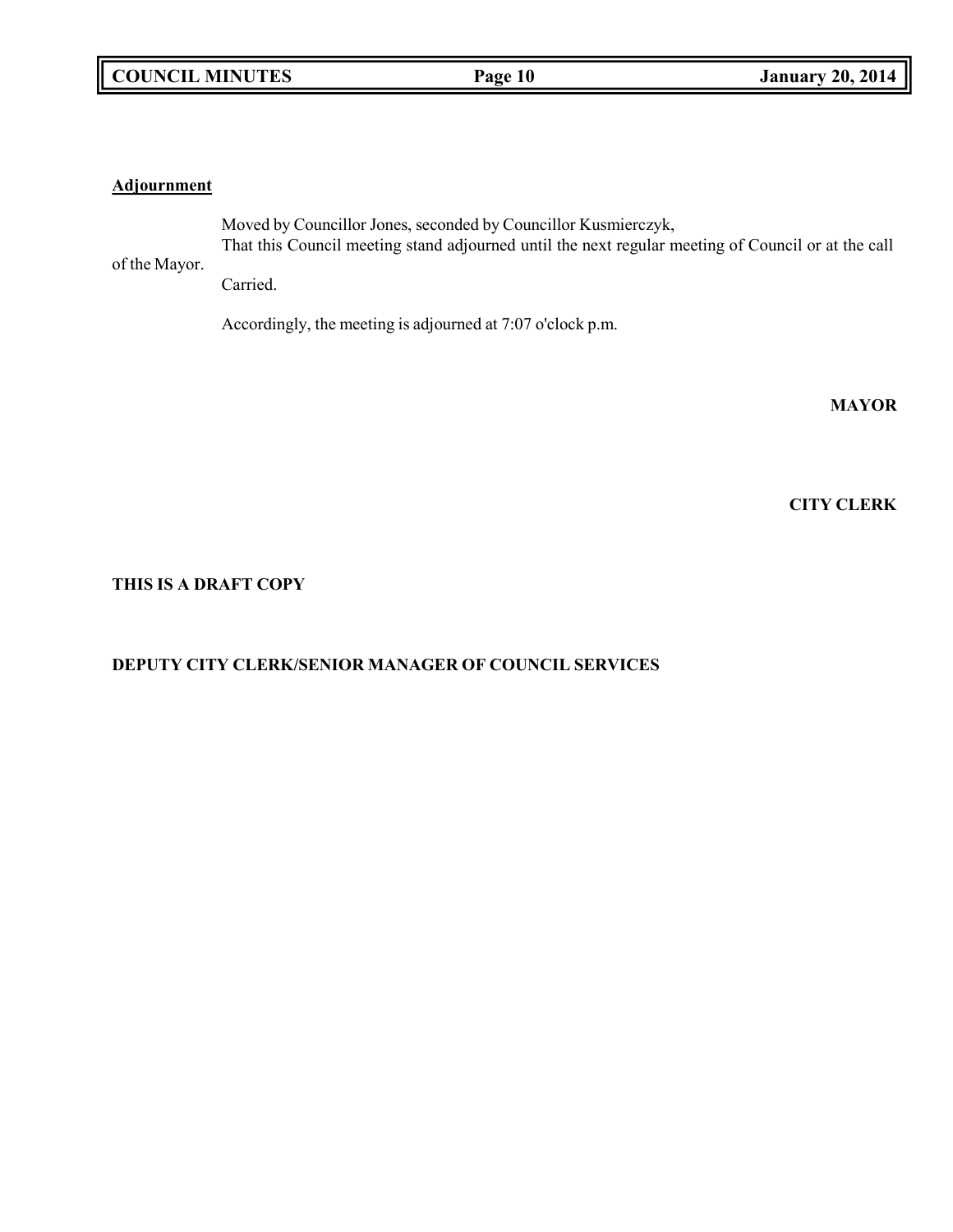**Adjournment**

Moved by Councillor Jones, seconded by Councillor Kusmierczyk,

That this Council meeting stand adjourned until the next regular meeting of Council or at the call of the Mayor.

Carried.

Accordingly, the meeting is adjourned at 7:07 o'clock p.m.

**MAYOR**

**CITY CLERK**

**THIS IS A DRAFT COPY**

**DEPUTY CITY CLERK/SENIOR MANAGER OF COUNCIL SERVICES**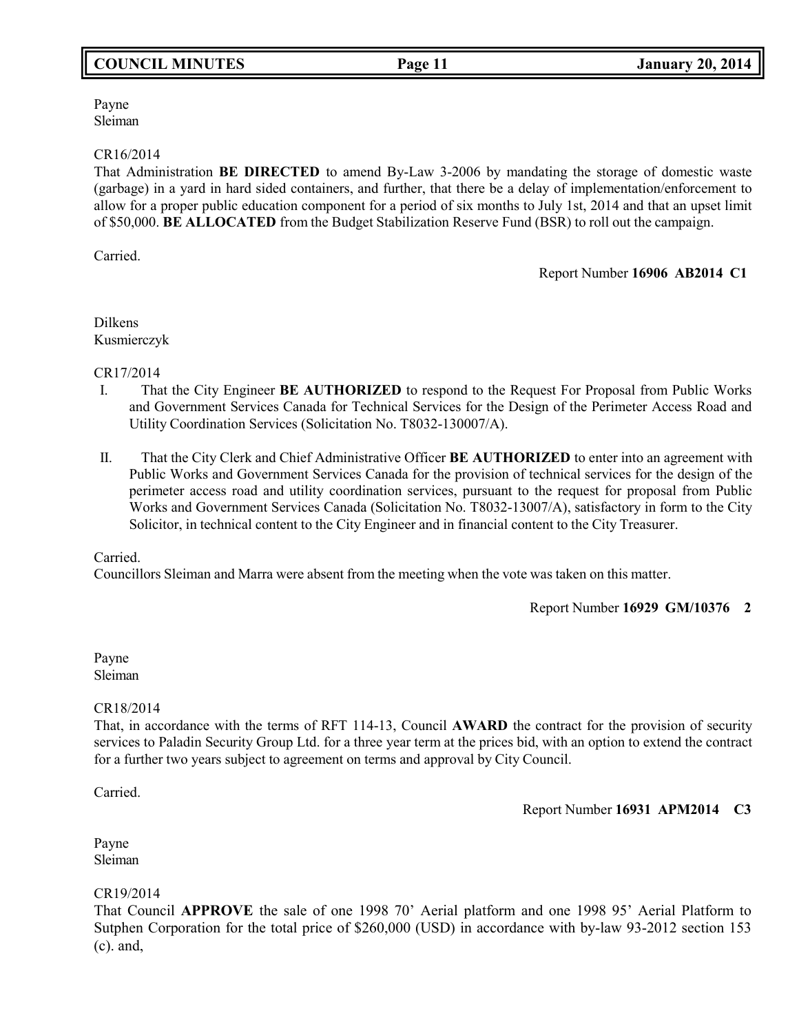Payne
Sleiman

CR16/2014
That Administration **BE DIRECTED** to amend By-Law 3-2006 by mandating the storage of domestic waste (garbage) in a yard in hard sided containers, and further, that there be a delay of implementation/enforcement to allow for a proper public education component for a period of six months to July 1st, 2014 and that an upset limit of $50,000. **BE ALLOCATED** from the Budget Stabilization Reserve Fund (BSR) to roll out the campaign.

Carried.

Report Number **16906 AB2014 C1**

Dilkens
Kusmierczyk

CR17/2014

I. That the City Engineer **BE AUTHORIZED** to respond to the Request For Proposal from Public Works and Government Services Canada for Technical Services for the Design of the Perimeter Access Road and Utility Coordination Services (Solicitation No. T8032-130007/A).

II. That the City Clerk and Chief Administrative Officer **BE AUTHORIZED** to enter into an agreement with Public Works and Government Services Canada for the provision of technical services for the design of the perimeter access road and utility coordination services, pursuant to the request for proposal from Public Works and Government Services Canada (Solicitation No. T8032-13007/A), satisfactory in form to the City Solicitor, in technical content to the City Engineer and in financial content to the City Treasurer.

Carried.
Councillors Sleiman and Marra were absent from the meeting when the vote was taken on this matter.

Report Number **16929 GM/10376 2**

Payne
Sleiman

CR18/2014
That, in accordance with the terms of RFT 114-13, Council **AWARD** the contract for the provision of security services to Paladin Security Group Ltd. for a three year term at the prices bid, with an option to extend the contract for a further two years subject to agreement on terms and approval by City Council.

Carried.

Report Number **16931 APM2014 C3**

Payne
Sleiman

CR19/2014
That Council **APPROVE** the sale of one 1998 70' Aerial platform and one 1998 95' Aerial Platform to Sutphen Corporation for the total price of $260,000 (USD) in accordance with by-law 93-2012 section 153 (c). and,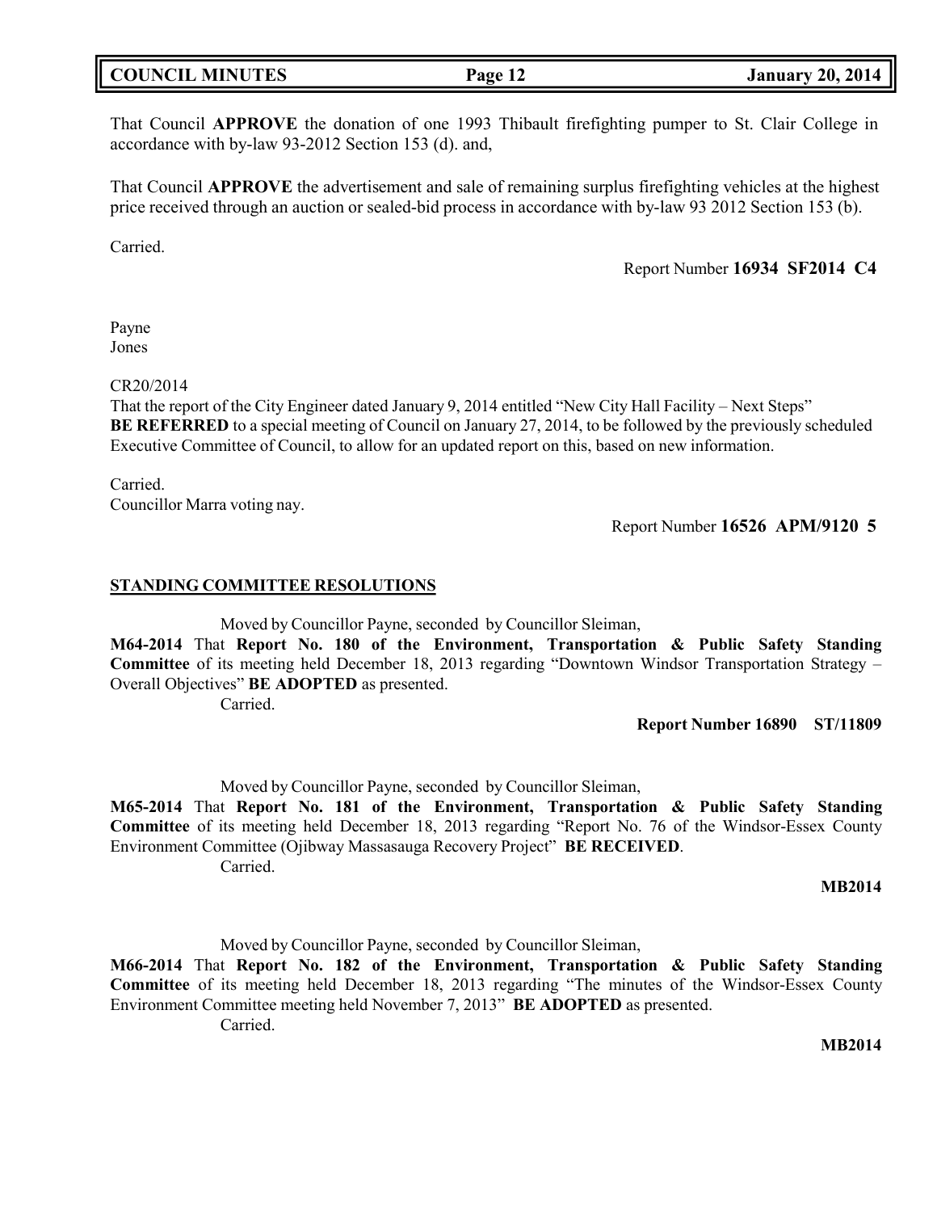That Council **APPROVE** the donation of one 1993 Thibault firefighting pumper to St. Clair College in accordance with by-law 93-2012 Section 153 (d). and,

That Council **APPROVE** the advertisement and sale of remaining surplus firefighting vehicles at the highest price received through an auction or sealed-bid process in accordance with by-law 93 2012 Section 153 (b).

Carried.

Report Number **16934 SF2014 C4**

Payne
Jones

CR20/2014
That the report of the City Engineer dated January 9, 2014 entitled "New City Hall Facility – Next Steps" **BE REFERRED** to a special meeting of Council on January 27, 2014, to be followed by the previously scheduled Executive Committee of Council, to allow for an updated report on this, based on new information.

Carried.
Councillor Marra voting nay.

Report Number **16526 APM/9120 5**

## STANDING COMMITTEE RESOLUTIONS

Moved by Councillor Payne, seconded by Councillor Sleiman,

**M64-2014** That **Report No. 180 of the Environment, Transportation & Public Safety Standing Committee** of its meeting held December 18, 2013 regarding "Downtown Windsor Transportation Strategy – Overall Objectives" **BE ADOPTED** as presented.

Carried.

**Report Number 16890 ST/11809**

Moved by Councillor Payne, seconded by Councillor Sleiman,

**M65-2014** That **Report No. 181 of the Environment, Transportation & Public Safety Standing Committee** of its meeting held December 18, 2013 regarding "Report No. 76 of the Windsor-Essex County Environment Committee (Ojibway Massasauga Recovery Project" **BE RECEIVED**.

Carried.

**MB2014**

Moved by Councillor Payne, seconded by Councillor Sleiman,

**M66-2014** That **Report No. 182 of the Environment, Transportation & Public Safety Standing Committee** of its meeting held December 18, 2013 regarding "The minutes of the Windsor-Essex County Environment Committee meeting held November 7, 2013" **BE ADOPTED** as presented.

Carried.

**MB2014**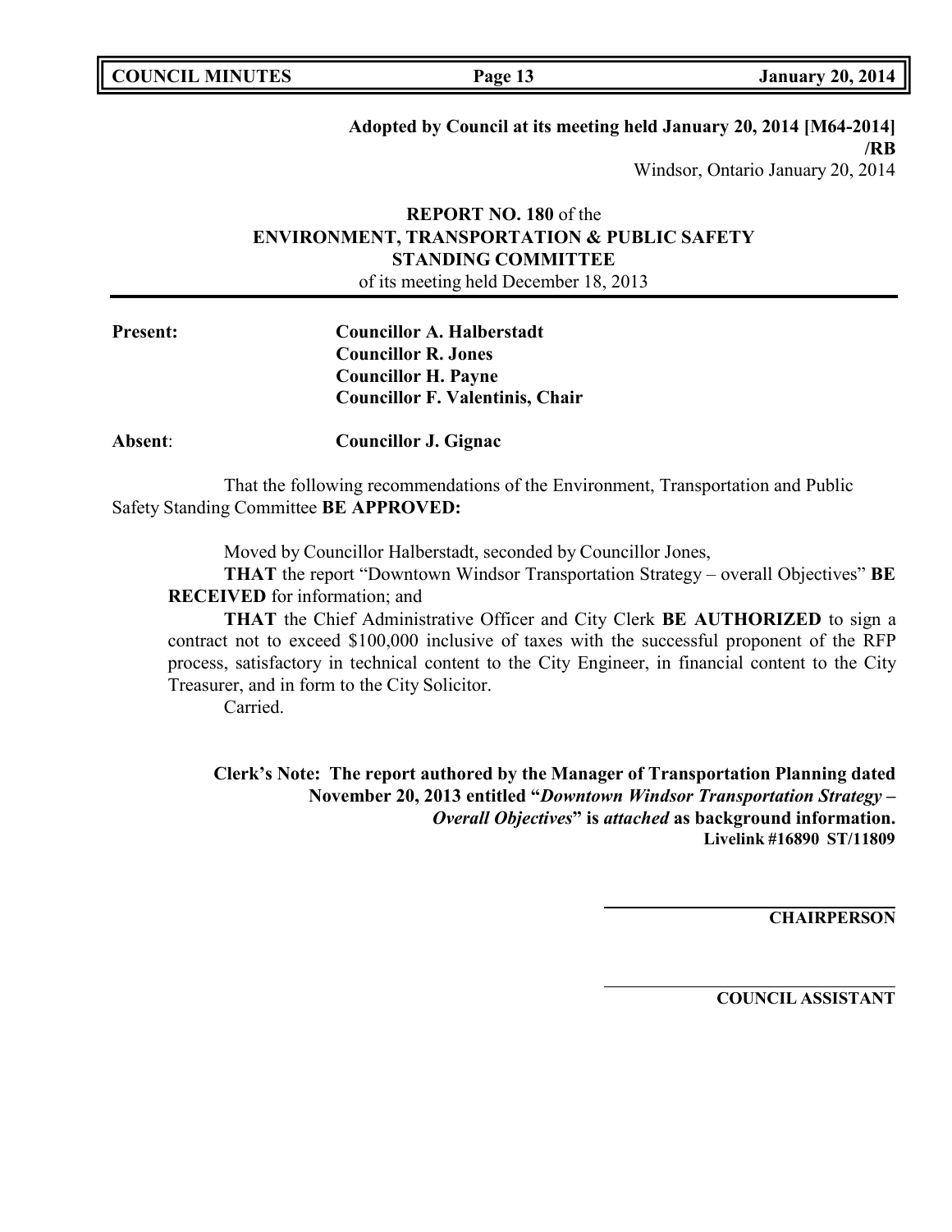**Adopted by Council at its meeting held January 20, 2014 [M64-2014] /RB**
Windsor, Ontario January 20, 2014

**REPORT NO. 180** of the
**ENVIRONMENT, TRANSPORTATION & PUBLIC SAFETY STANDING COMMITTEE**
of its meeting held December 18, 2013

**Present:**
**Councillor A. Halberstadt**
**Councillor R. Jones**
**Councillor H. Payne**
**Councillor F. Valentinis, Chair**

**Absent:** **Councillor J. Gignac**

That the following recommendations of the Environment, Transportation and Public Safety Standing Committee **BE APPROVED:**

Moved by Councillor Halberstadt, seconded by Councillor Jones,

**THAT** the report "Downtown Windsor Transportation Strategy – overall Objectives" **BE RECEIVED** for information; and

**THAT** the Chief Administrative Officer and City Clerk **BE AUTHORIZED** to sign a contract not to exceed $100,000 inclusive of taxes with the successful proponent of the RFP process, satisfactory in technical content to the City Engineer, in financial content to the City Treasurer, and in form to the City Solicitor.

Carried.

**Clerk's Note: The report authored by the Manager of Transportation Planning dated November 20, 2013 entitled "*Downtown Windsor Transportation Strategy – Overall Objectives*" is *attached* as background information.**
**Livelink #16890 ST/11809**

**CHAIRPERSON**

**COUNCIL ASSISTANT**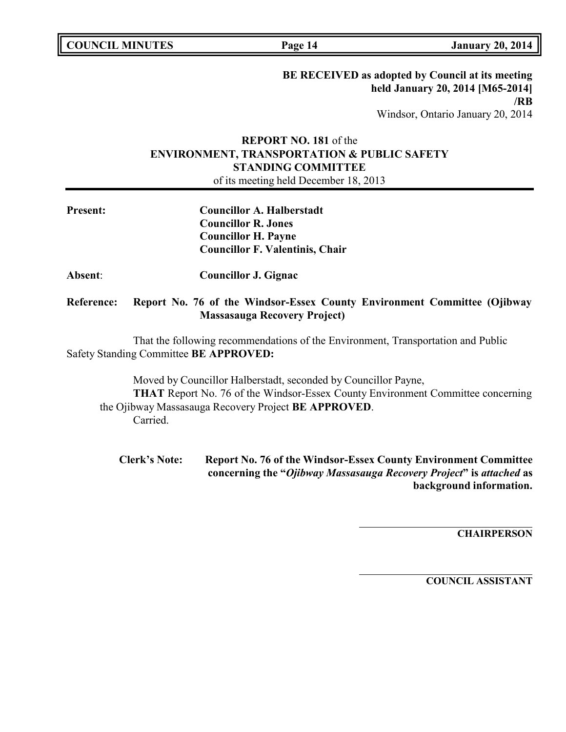**BE RECEIVED as adopted by Council at its meeting held January 20, 2014 [M65-2014] /RB**

Windsor, Ontario January 20, 2014

**REPORT NO. 181** of the
**ENVIRONMENT, TRANSPORTATION & PUBLIC SAFETY STANDING COMMITTEE**
of its meeting held December 18, 2013

**Present:** **Councillor A. Halberstadt**
**Councillor R. Jones**
**Councillor H. Payne**
**Councillor F. Valentinis, Chair**

**Absent:** **Councillor J. Gignac**

**Reference: Report No. 76 of the Windsor-Essex County Environment Committee (Ojibway Massasauga Recovery Project)**

That the following recommendations of the Environment, Transportation and Public Safety Standing Committee **BE APPROVED:**

Moved by Councillor Halberstadt, seconded by Councillor Payne,
**THAT** Report No. 76 of the Windsor-Essex County Environment Committee concerning the Ojibway Massasauga Recovery Project **BE APPROVED**.
Carried.

**Clerk's Note: Report No. 76 of the Windsor-Essex County Environment Committee concerning the "*Ojibway Massasauga Recovery Project*" is *attached* as background information.**

**CHAIRPERSON**

**COUNCIL ASSISTANT**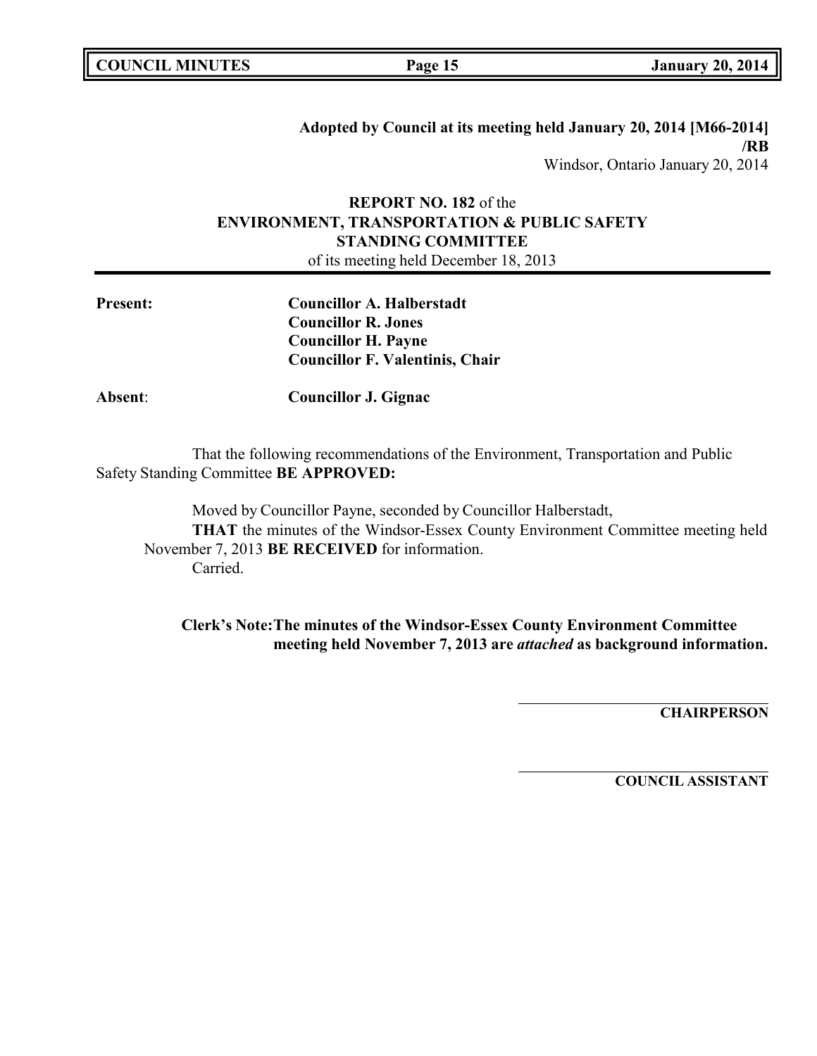**Adopted by Council at its meeting held January 20, 2014 [M66-2014] /RB**

Windsor, Ontario January 20, 2014

**REPORT NO. 182** of the
**ENVIRONMENT, TRANSPORTATION & PUBLIC SAFETY STANDING COMMITTEE**
of its meeting held December 18, 2013

---

**Present:** **Councillor A. Halberstadt**
**Councillor R. Jones**
**Councillor H. Payne**
**Councillor F. Valentinis, Chair**

**Absent**: **Councillor J. Gignac**

That the following recommendations of the Environment, Transportation and Public Safety Standing Committee **BE APPROVED:**

Moved by Councillor Payne, seconded by Councillor Halberstadt,
**THAT** the minutes of the Windsor-Essex County Environment Committee meeting held November 7, 2013 **BE RECEIVED** for information.
Carried.

**Clerk's Note: The minutes of the Windsor-Essex County Environment Committee meeting held November 7, 2013 are *attached* as background information.**

______________________________
**CHAIRPERSON**

______________________________
**COUNCIL ASSISTANT**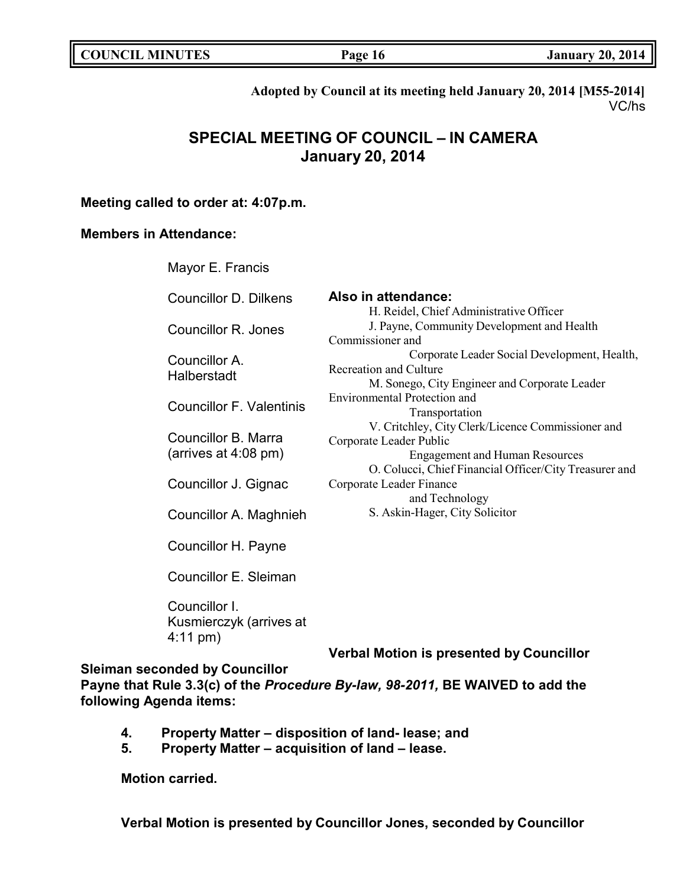**Adopted by Council at its meeting held January 20, 2014 [M55-2014]**
VC/hs

## SPECIAL MEETING OF COUNCIL – IN CAMERA
## January 20, 2014

**Meeting called to order at: 4:07p.m.**

**Members in Attendance:**

Mayor E. Francis

Councillor D. Dilkens

Councillor R. Jones

Councillor A. Halberstadt

Councillor F. Valentinis

Councillor B. Marra (arrives at 4:08 pm)

Councillor J. Gignac

Councillor A. Maghnieh

Councillor H. Payne

Councillor E. Sleiman

Councillor I. Kusmierczyk (arrives at 4:11 pm)

**Also in attendance:**

H. Reidel, Chief Administrative Officer
J. Payne, Community Development and Health Commissioner and Corporate Leader Social Development, Health, Recreation and Culture
M. Sonego, City Engineer and Corporate Leader Environmental Protection and Transportation
V. Critchley, City Clerk/Licence Commissioner and Corporate Leader Public Engagement and Human Resources
O. Colucci, Chief Financial Officer/City Treasurer and Corporate Leader Finance and Technology
S. Askin-Hager, City Solicitor

**Verbal Motion is presented by Councillor Sleiman seconded by Councillor Payne that Rule 3.3(c) of the *Procedure By-law, 98-2011,* BE WAIVED to add the following Agenda items:**

4. **Property Matter – disposition of land- lease; and**
5. **Property Matter – acquisition of land – lease.**

**Motion carried.**

**Verbal Motion is presented by Councillor Jones, seconded by Councillor**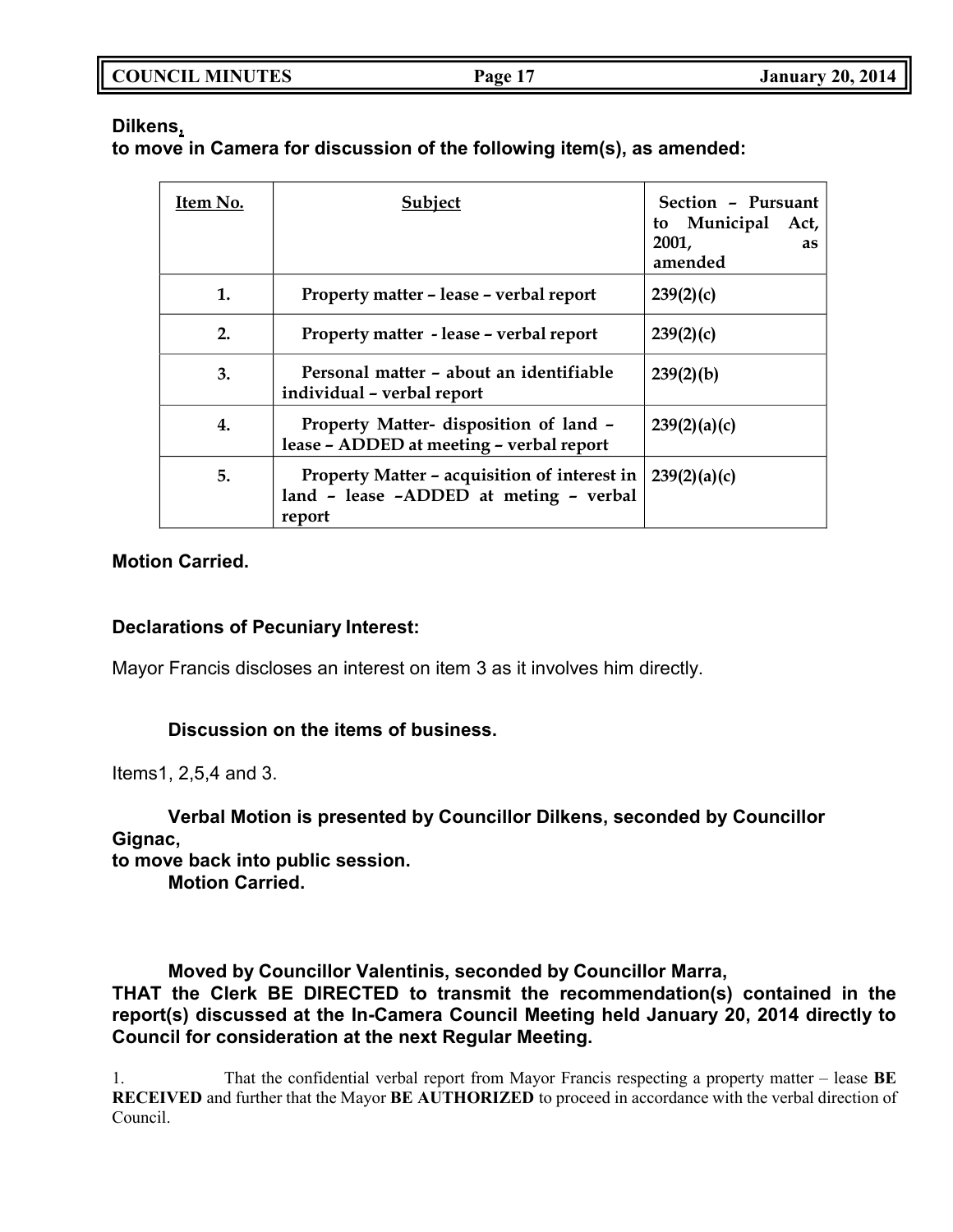**Dilkens,**
**to move in Camera for discussion of the following item(s), as amended:**

| Item No. | Subject | Section – Pursuant to Municipal Act, 2001, as amended |
|---|---|---|
| 1. | Property matter – lease – verbal report | 239(2)(c) |
| 2. | Property matter - lease – verbal report | 239(2)(c) |
| 3. | Personal matter – about an identifiable individual – verbal report | 239(2)(b) |
| 4. | Property Matter- disposition of land – lease – ADDED at meeting – verbal report | 239(2)(a)(c) |
| 5. | Property Matter – acquisition of interest in land – lease –ADDED at meting – verbal report | 239(2)(a)(c) |

**Motion Carried.**

**Declarations of Pecuniary Interest:**

Mayor Francis discloses an interest on item 3 as it involves him directly.

**Discussion on the items of business.**

Items1, 2,5,4 and 3.

**Verbal Motion is presented by Councillor Dilkens, seconded by Councillor Gignac,**
**to move back into public session.**
**Motion Carried.**

**Moved by Councillor Valentinis, seconded by Councillor Marra,**
**THAT the Clerk BE DIRECTED to transmit the recommendation(s) contained in the report(s) discussed at the In-Camera Council Meeting held January 20, 2014 directly to Council for consideration at the next Regular Meeting.**

1. That the confidential verbal report from Mayor Francis respecting a property matter – lease **BE RECEIVED** and further that the Mayor **BE AUTHORIZED** to proceed in accordance with the verbal direction of Council.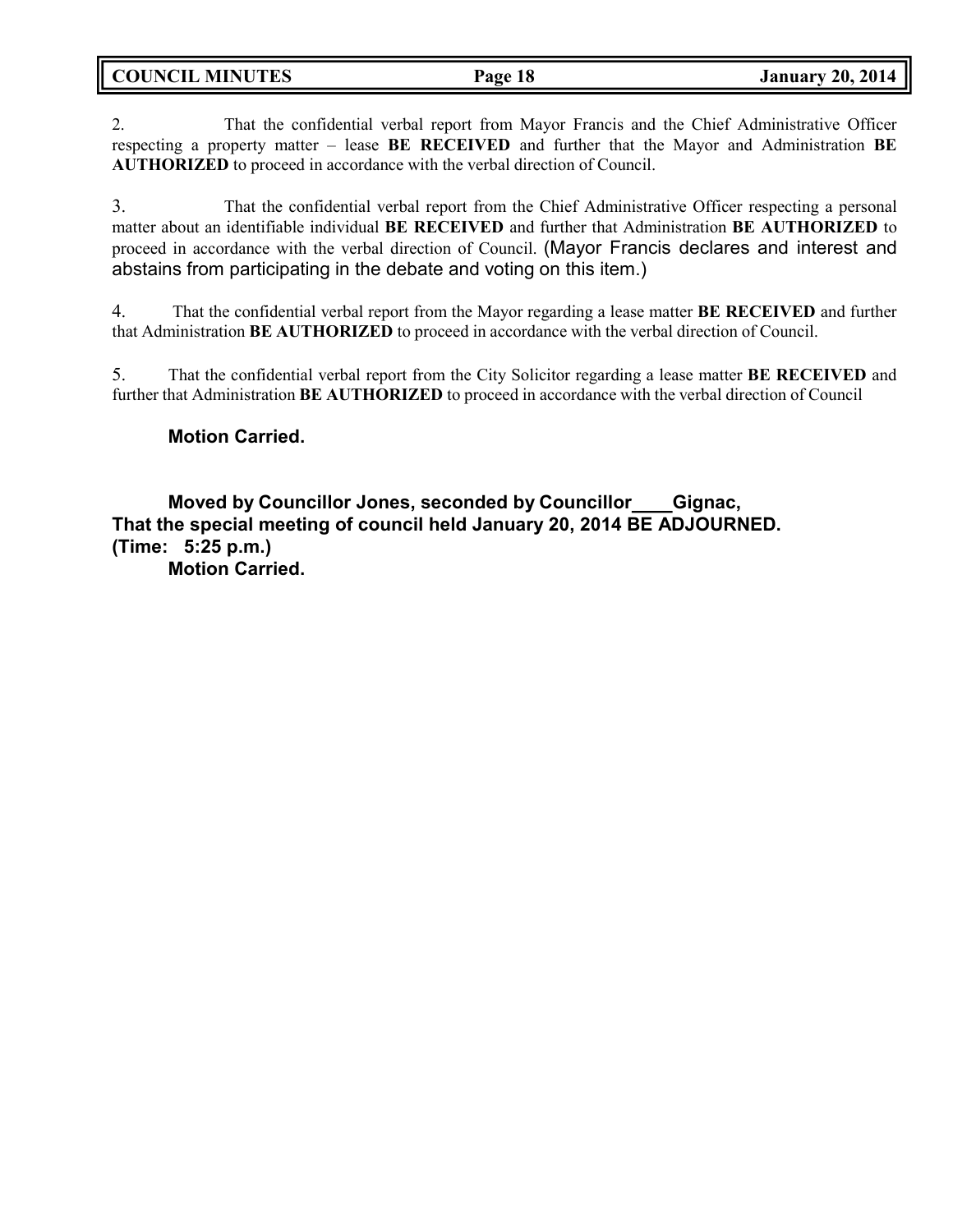2. That the confidential verbal report from Mayor Francis and the Chief Administrative Officer respecting a property matter – lease **BE RECEIVED** and further that the Mayor and Administration **BE AUTHORIZED** to proceed in accordance with the verbal direction of Council.

3. That the confidential verbal report from the Chief Administrative Officer respecting a personal matter about an identifiable individual **BE RECEIVED** and further that Administration **BE AUTHORIZED** to proceed in accordance with the verbal direction of Council. (Mayor Francis declares and interest and abstains from participating in the debate and voting on this item.)

4. That the confidential verbal report from the Mayor regarding a lease matter **BE RECEIVED** and further that Administration **BE AUTHORIZED** to proceed in accordance with the verbal direction of Council.

5. That the confidential verbal report from the City Solicitor regarding a lease matter **BE RECEIVED** and further that Administration **BE AUTHORIZED** to proceed in accordance with the verbal direction of Council

**Motion Carried.**

**Moved by Councillor Jones, seconded by Councillor____Gignac,**
**That the special meeting of council held January 20, 2014 BE ADJOURNED.**
**(Time: 5:25 p.m.)**
**Motion Carried.**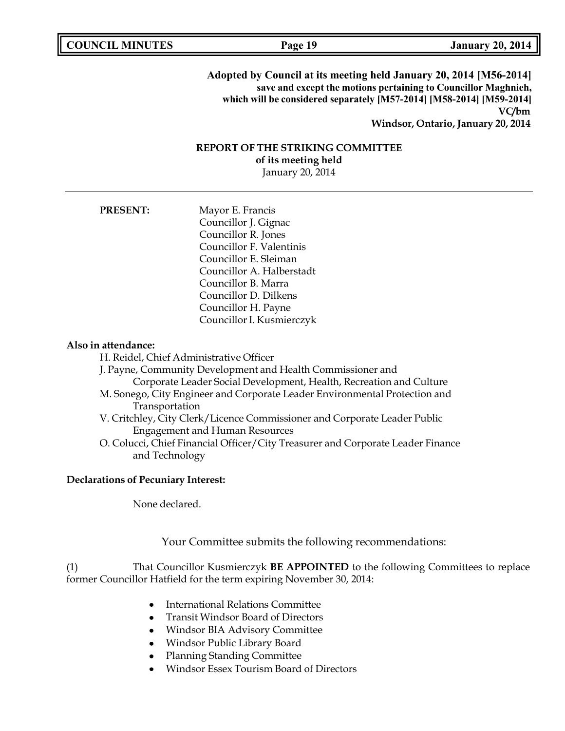**Adopted by Council at its meeting held January 20, 2014 [M56-2014]**
**save and except the motions pertaining to Councillor Maghnieh,**
**which will be considered separately [M57-2014] [M58-2014] [M59-2014]**
**VC/bm**
**Windsor, Ontario, January 20, 2014**

**REPORT OF THE STRIKING COMMITTEE**
**of its meeting held**
January 20, 2014

---

**PRESENT:**

Mayor E. Francis
Councillor J. Gignac
Councillor R. Jones
Councillor F. Valentinis
Councillor E. Sleiman
Councillor A. Halberstadt
Councillor B. Marra
Councillor D. Dilkens
Councillor H. Payne
Councillor I. Kusmierczyk

**Also in attendance:**

H. Reidel, Chief Administrative Officer
J. Payne, Community Development and Health Commissioner and Corporate Leader Social Development, Health, Recreation and Culture
M. Sonego, City Engineer and Corporate Leader Environmental Protection and Transportation
V. Critchley, City Clerk/Licence Commissioner and Corporate Leader Public Engagement and Human Resources
O. Colucci, Chief Financial Officer/City Treasurer and Corporate Leader Finance and Technology

**Declarations of Pecuniary Interest:**

None declared.

Your Committee submits the following recommendations:

(1) That Councillor Kusmierczyk **BE APPOINTED** to the following Committees to replace former Councillor Hatfield for the term expiring November 30, 2014:

- International Relations Committee
- Transit Windsor Board of Directors
- Windsor BIA Advisory Committee
- Windsor Public Library Board
- Planning Standing Committee
- Windsor Essex Tourism Board of Directors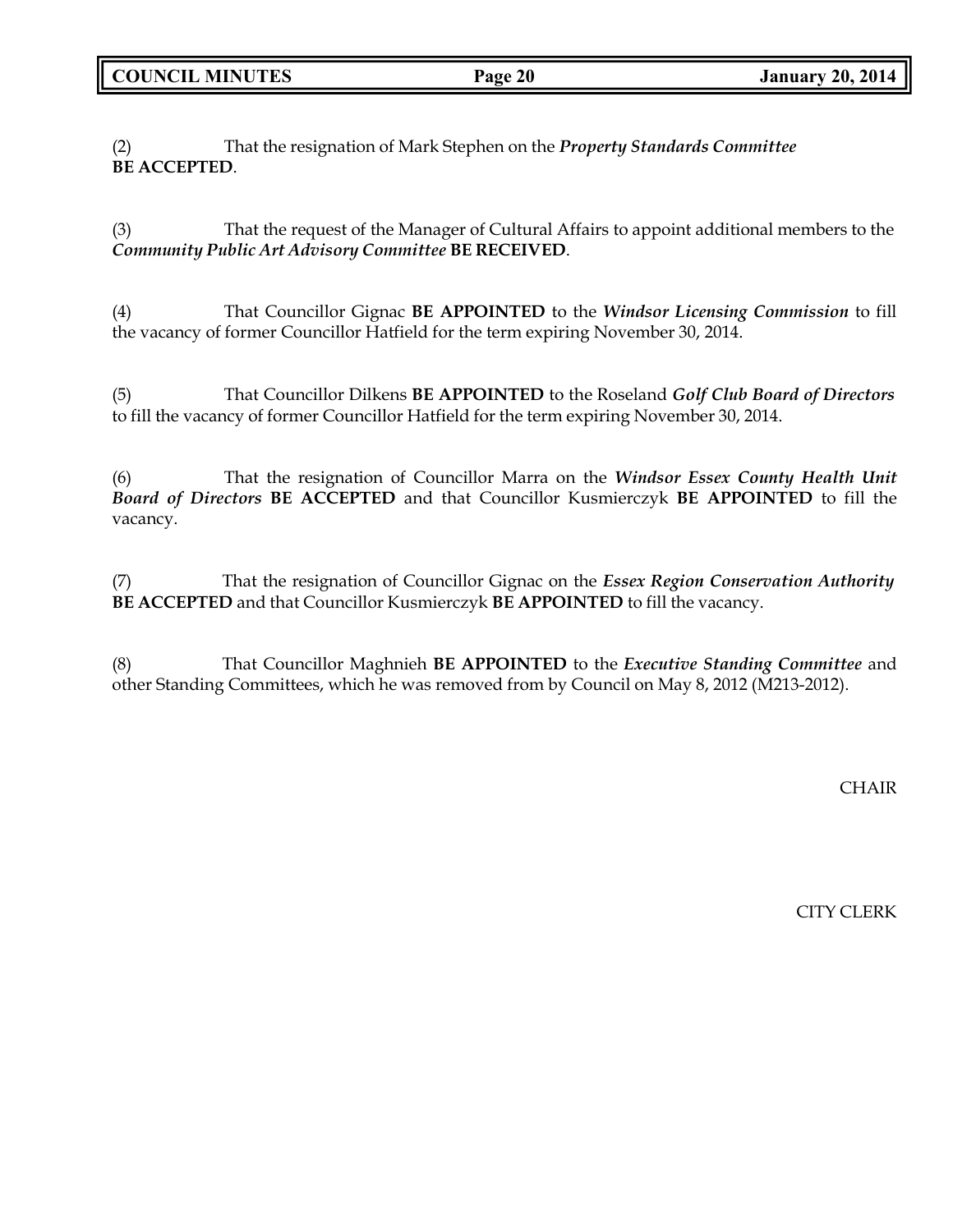(2) That the resignation of Mark Stephen on the ***Property Standards Committee*** **BE ACCEPTED**.

(3) That the request of the Manager of Cultural Affairs to appoint additional members to the ***Community Public Art Advisory Committee*** **BE RECEIVED**.

(4) That Councillor Gignac **BE APPOINTED** to the ***Windsor Licensing Commission*** to fill the vacancy of former Councillor Hatfield for the term expiring November 30, 2014.

(5) That Councillor Dilkens **BE APPOINTED** to the Roseland ***Golf Club Board of Directors*** to fill the vacancy of former Councillor Hatfield for the term expiring November 30, 2014.

(6) That the resignation of Councillor Marra on the ***Windsor Essex County Health Unit Board of Directors*** **BE ACCEPTED** and that Councillor Kusmierczyk **BE APPOINTED** to fill the vacancy.

(7) That the resignation of Councillor Gignac on the ***Essex Region Conservation Authority*** **BE ACCEPTED** and that Councillor Kusmierczyk **BE APPOINTED** to fill the vacancy.

(8) That Councillor Maghnieh **BE APPOINTED** to the ***Executive Standing Committee*** and other Standing Committees, which he was removed from by Council on May 8, 2012 (M213-2012).

CHAIR

CITY CLERK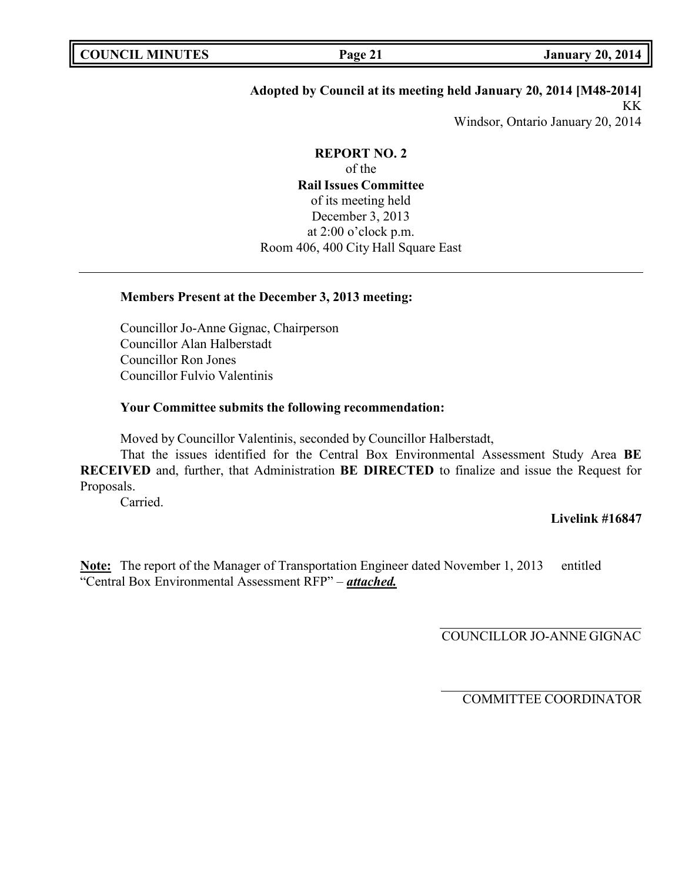**Adopted by Council at its meeting held January 20, 2014 [M48-2014]**
KK
Windsor, Ontario January 20, 2014

**REPORT NO. 2**
of the
**Rail Issues Committee**
of its meeting held
December 3, 2013
at 2:00 o'clock p.m.
Room 406, 400 City Hall Square East

---

**Members Present at the December 3, 2013 meeting:**

Councillor Jo-Anne Gignac, Chairperson
Councillor Alan Halberstadt
Councillor Ron Jones
Councillor Fulvio Valentinis

**Your Committee submits the following recommendation:**

Moved by Councillor Valentinis, seconded by Councillor Halberstadt,

That the issues identified for the Central Box Environmental Assessment Study Area **BE RECEIVED** and, further, that Administration **BE DIRECTED** to finalize and issue the Request for Proposals.

Carried.

**Livelink #16847**

**Note:** The report of the Manager of Transportation Engineer dated November 1, 2013 entitled "Central Box Environmental Assessment RFP" – ***attached.***

COUNCILLOR JO-ANNE GIGNAC

COMMITTEE COORDINATOR